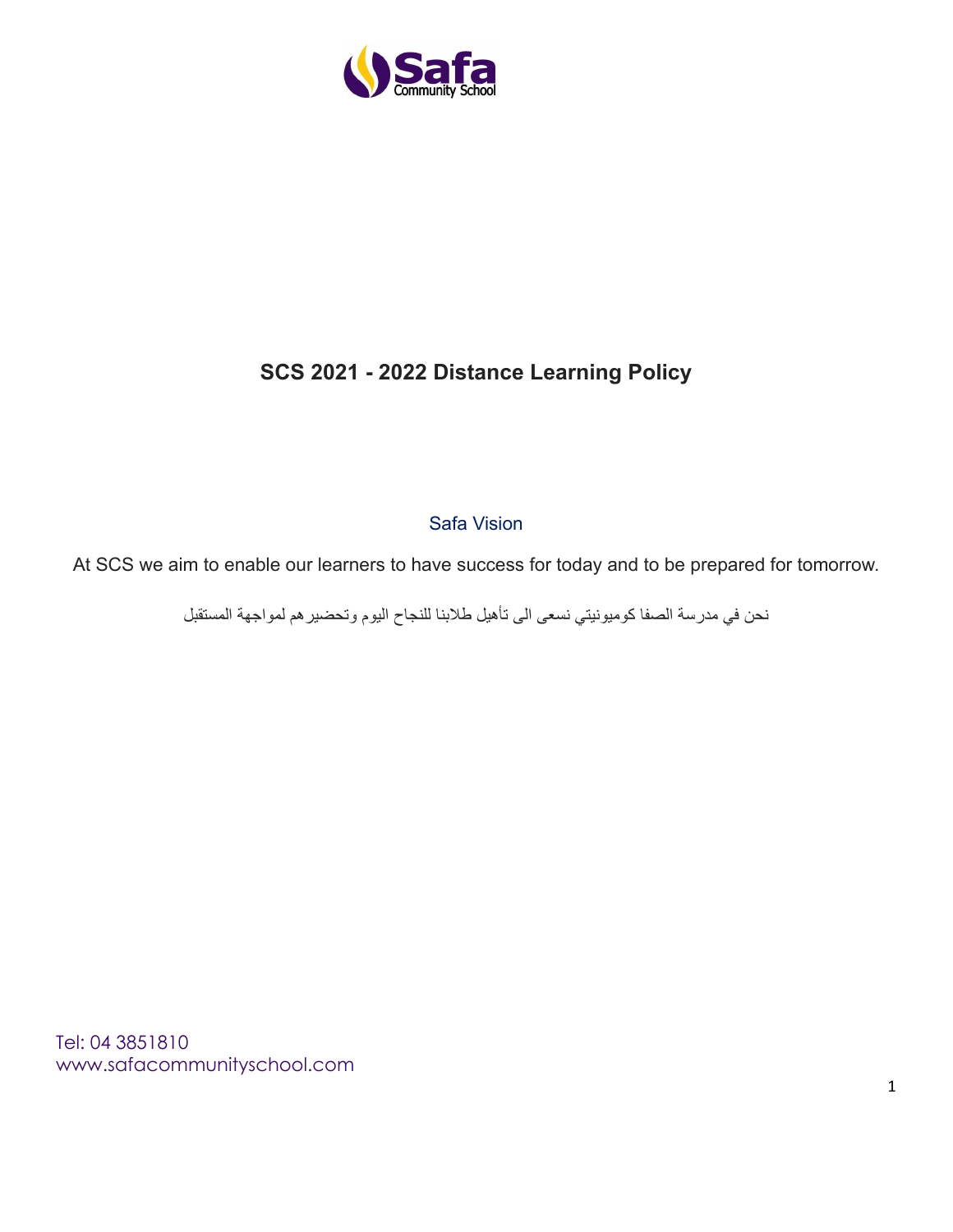# SCS 2021 - 2022 Distance Learning Policy

Safa Vision

At SCS we aim to enable our learners to have success for today and to be prepared for tomorrow.

نحن في مدرسة الصفا كوميونيتي نسعى الى تأهيل طلابنا للنجاح اليوم وتحضيرهم لمواجهة المستقبل

Tel: 04 3851810
www.safacommunityschool.com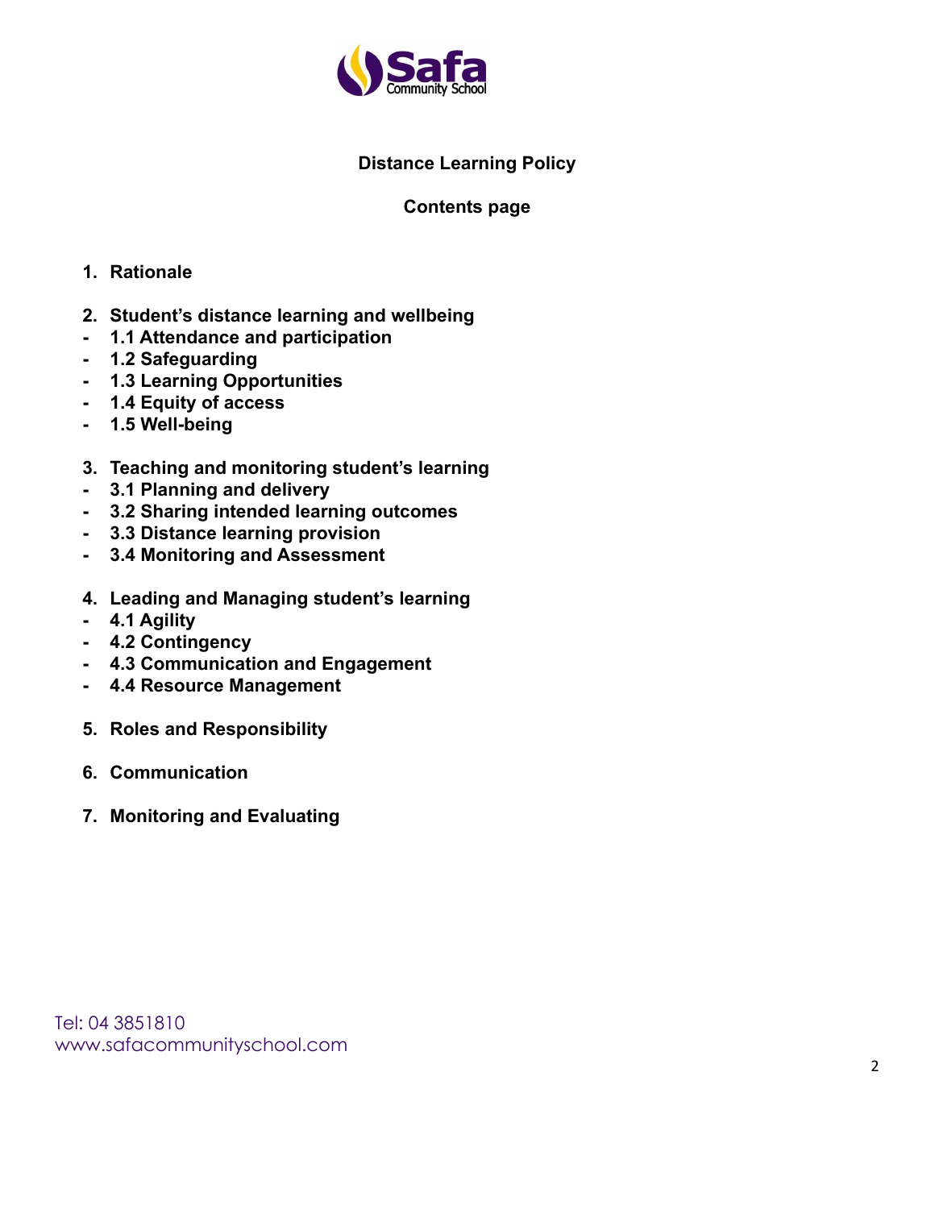**Distance Learning Policy**

**Contents page**

1. **Rationale**

2. **Student's distance learning and wellbeing**
- **1.1 Attendance and participation**
- **1.2 Safeguarding**
- **1.3 Learning Opportunities**
- **1.4 Equity of access**
- **1.5 Well-being**

3. **Teaching and monitoring student's learning**
- **3.1 Planning and delivery**
- **3.2 Sharing intended learning outcomes**
- **3.3 Distance learning provision**
- **3.4 Monitoring and Assessment**

4. **Leading and Managing student's learning**
- **4.1 Agility**
- **4.2 Contingency**
- **4.3 Communication and Engagement**
- **4.4 Resource Management**

5. **Roles and Responsibility**

6. **Communication**

7. **Monitoring and Evaluating**

Tel: 04 3851810
www.safacommunityschool.com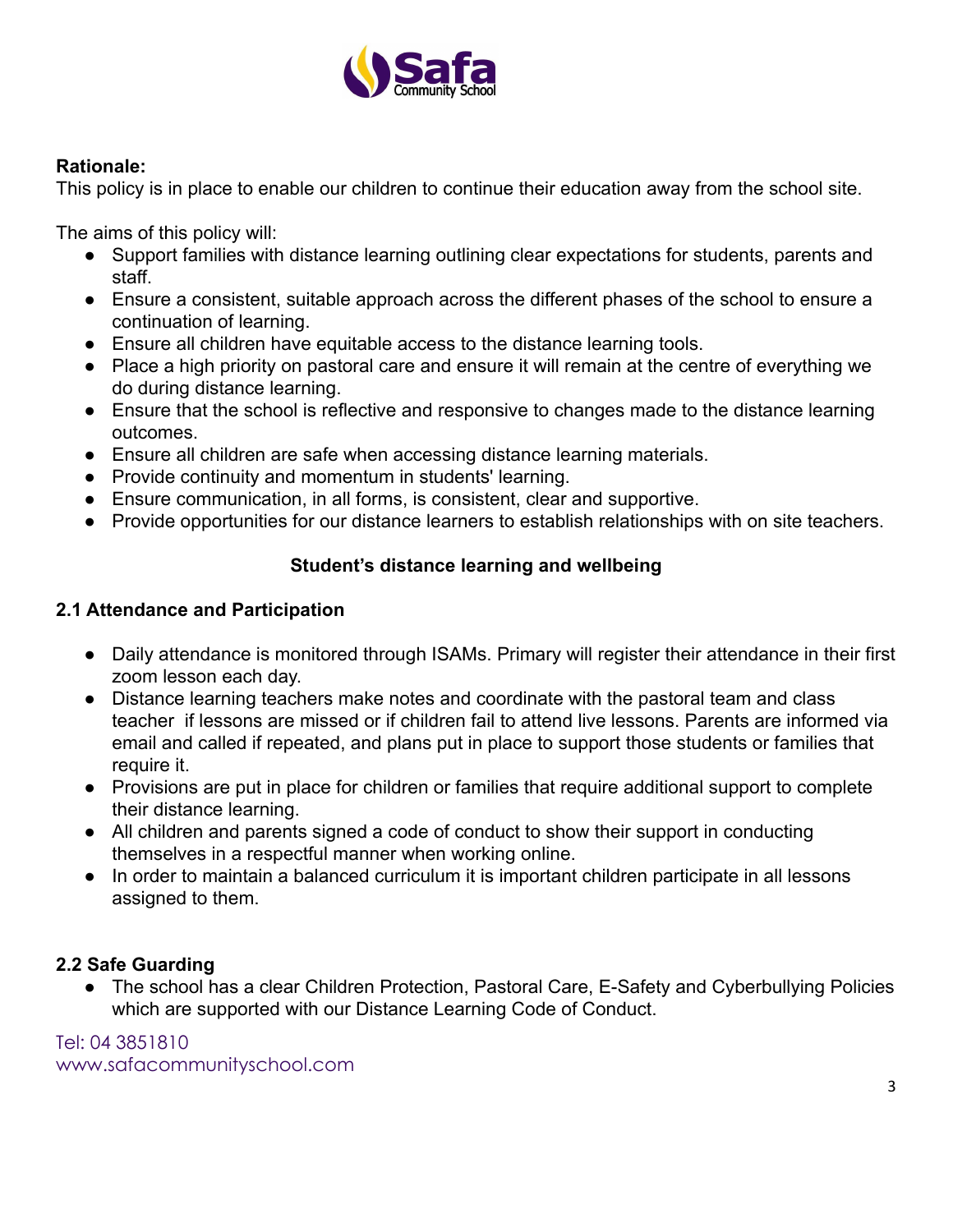**Rationale:**

This policy is in place to enable our children to continue their education away from the school site.

The aims of this policy will:

- Support families with distance learning outlining clear expectations for students, parents and staff.
- Ensure a consistent, suitable approach across the different phases of the school to ensure a continuation of learning.
- Ensure all children have equitable access to the distance learning tools.
- Place a high priority on pastoral care and ensure it will remain at the centre of everything we do during distance learning.
- Ensure that the school is reflective and responsive to changes made to the distance learning outcomes.
- Ensure all children are safe when accessing distance learning materials.
- Provide continuity and momentum in students' learning.
- Ensure communication, in all forms, is consistent, clear and supportive.
- Provide opportunities for our distance learners to establish relationships with on site teachers.

## Student's distance learning and wellbeing

### 2.1 Attendance and Participation

- Daily attendance is monitored through ISAMs. Primary will register their attendance in their first zoom lesson each day.
- Distance learning teachers make notes and coordinate with the pastoral team and class teacher if lessons are missed or if children fail to attend live lessons. Parents are informed via email and called if repeated, and plans put in place to support those students or families that require it.
- Provisions are put in place for children or families that require additional support to complete their distance learning.
- All children and parents signed a code of conduct to show their support in conducting themselves in a respectful manner when working online.
- In order to maintain a balanced curriculum it is important children participate in all lessons assigned to them.

### 2.2 Safe Guarding

- The school has a clear Children Protection, Pastoral Care, E-Safety and Cyberbullying Policies which are supported with our Distance Learning Code of Conduct.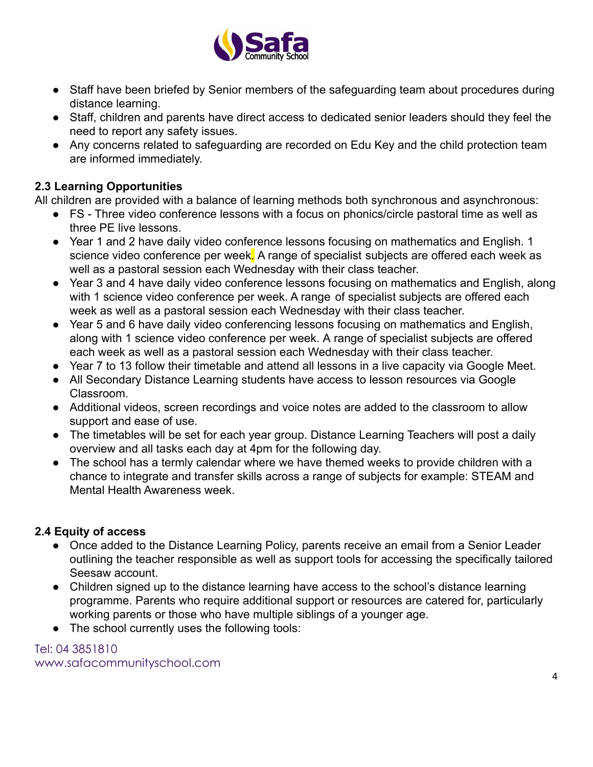- Staff have been briefed by Senior members of the safeguarding team about procedures during distance learning.
- Staff, children and parents have direct access to dedicated senior leaders should they feel the need to report any safety issues.
- Any concerns related to safeguarding are recorded on Edu Key and the child protection team are informed immediately.

**2.3 Learning Opportunities**

All children are provided with a balance of learning methods both synchronous and asynchronous:

- FS - Three video conference lessons with a focus on phonics/circle pastoral time as well as three PE live lessons.
- Year 1 and 2 have daily video conference lessons focusing on mathematics and English. 1 science video conference per week. A range of specialist subjects are offered each week as well as a pastoral session each Wednesday with their class teacher.
- Year 3 and 4 have daily video conference lessons focusing on mathematics and English, along with 1 science video conference per week. A range of specialist subjects are offered each week as well as a pastoral session each Wednesday with their class teacher.
- Year 5 and 6 have daily video conferencing lessons focusing on mathematics and English, along with 1 science video conference per week. A range of specialist subjects are offered each week as well as a pastoral session each Wednesday with their class teacher.
- Year 7 to 13 follow their timetable and attend all lessons in a live capacity via Google Meet.
- All Secondary Distance Learning students have access to lesson resources via Google Classroom.
- Additional videos, screen recordings and voice notes are added to the classroom to allow support and ease of use.
- The timetables will be set for each year group. Distance Learning Teachers will post a daily overview and all tasks each day at 4pm for the following day.
- The school has a termly calendar where we have themed weeks to provide children with a chance to integrate and transfer skills across a range of subjects for example: STEAM and Mental Health Awareness week.

**2.4 Equity of access**

- Once added to the Distance Learning Policy, parents receive an email from a Senior Leader outlining the teacher responsible as well as support tools for accessing the specifically tailored Seesaw account.
- Children signed up to the distance learning have access to the school's distance learning programme. Parents who require additional support or resources are catered for, particularly working parents or those who have multiple siblings of a younger age.
- The school currently uses the following tools: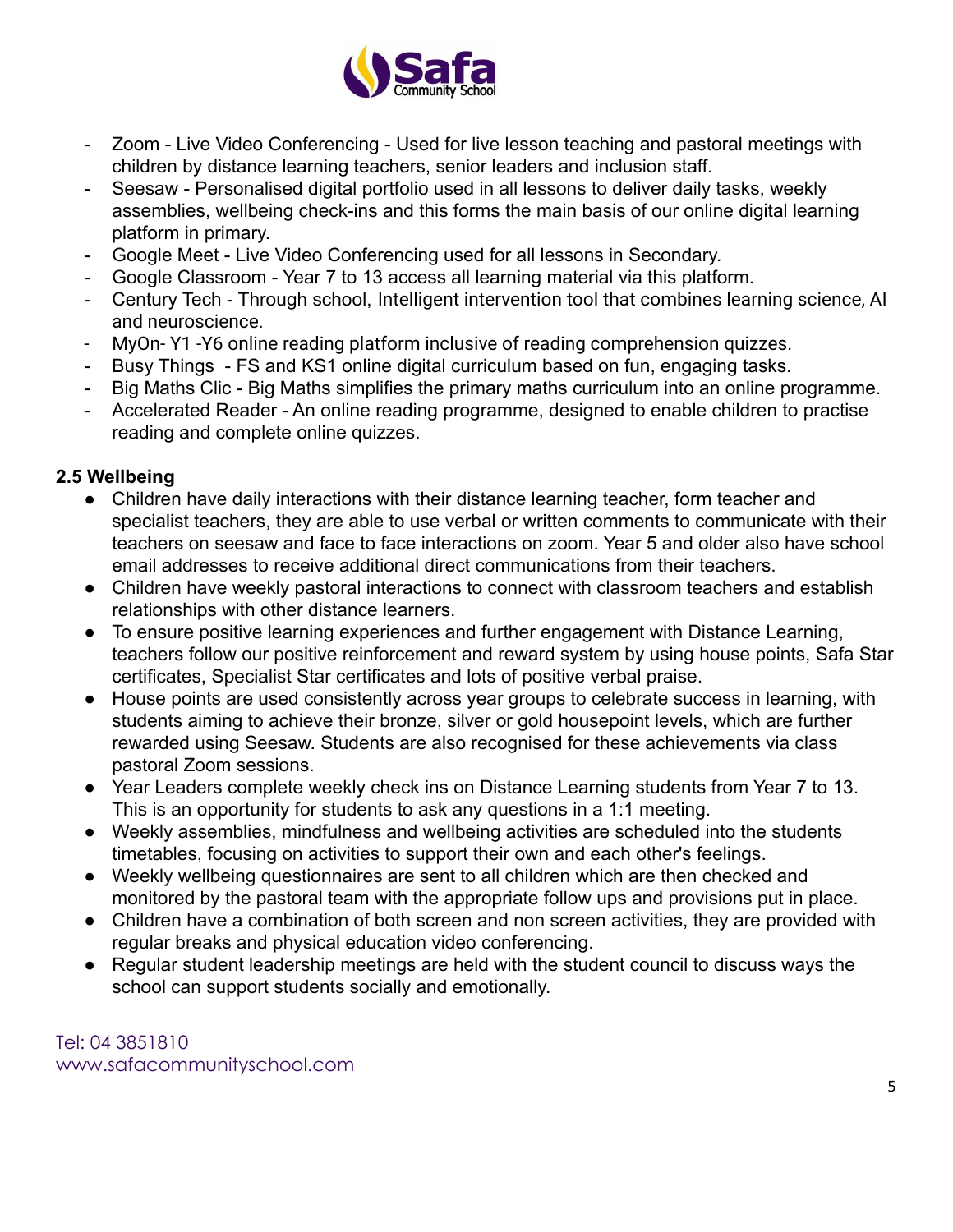- Zoom - Live Video Conferencing - Used for live lesson teaching and pastoral meetings with children by distance learning teachers, senior leaders and inclusion staff.
- Seesaw - Personalised digital portfolio used in all lessons to deliver daily tasks, weekly assemblies, wellbeing check-ins and this forms the main basis of our online digital learning platform in primary.
- Google Meet - Live Video Conferencing used for all lessons in Secondary.
- Google Classroom - Year 7 to 13 access all learning material via this platform.
- Century Tech - Through school, Intelligent intervention tool that combines learning science, AI and neuroscience.
- MyOn- Y1 -Y6 online reading platform inclusive of reading comprehension quizzes.
- Busy Things - FS and KS1 online digital curriculum based on fun, engaging tasks.
- Big Maths Clic - Big Maths simplifies the primary maths curriculum into an online programme.
- Accelerated Reader - An online reading programme, designed to enable children to practise reading and complete online quizzes.

**2.5 Wellbeing**

- Children have daily interactions with their distance learning teacher, form teacher and specialist teachers, they are able to use verbal or written comments to communicate with their teachers on seesaw and face to face interactions on zoom. Year 5 and older also have school email addresses to receive additional direct communications from their teachers.
- Children have weekly pastoral interactions to connect with classroom teachers and establish relationships with other distance learners.
- To ensure positive learning experiences and further engagement with Distance Learning, teachers follow our positive reinforcement and reward system by using house points, Safa Star certificates, Specialist Star certificates and lots of positive verbal praise.
- House points are used consistently across year groups to celebrate success in learning, with students aiming to achieve their bronze, silver or gold housepoint levels, which are further rewarded using Seesaw. Students are also recognised for these achievements via class pastoral Zoom sessions.
- Year Leaders complete weekly check ins on Distance Learning students from Year 7 to 13. This is an opportunity for students to ask any questions in a 1:1 meeting.
- Weekly assemblies, mindfulness and wellbeing activities are scheduled into the students timetables, focusing on activities to support their own and each other's feelings.
- Weekly wellbeing questionnaires are sent to all children which are then checked and monitored by the pastoral team with the appropriate follow ups and provisions put in place.
- Children have a combination of both screen and non screen activities, they are provided with regular breaks and physical education video conferencing.
- Regular student leadership meetings are held with the student council to discuss ways the school can support students socially and emotionally.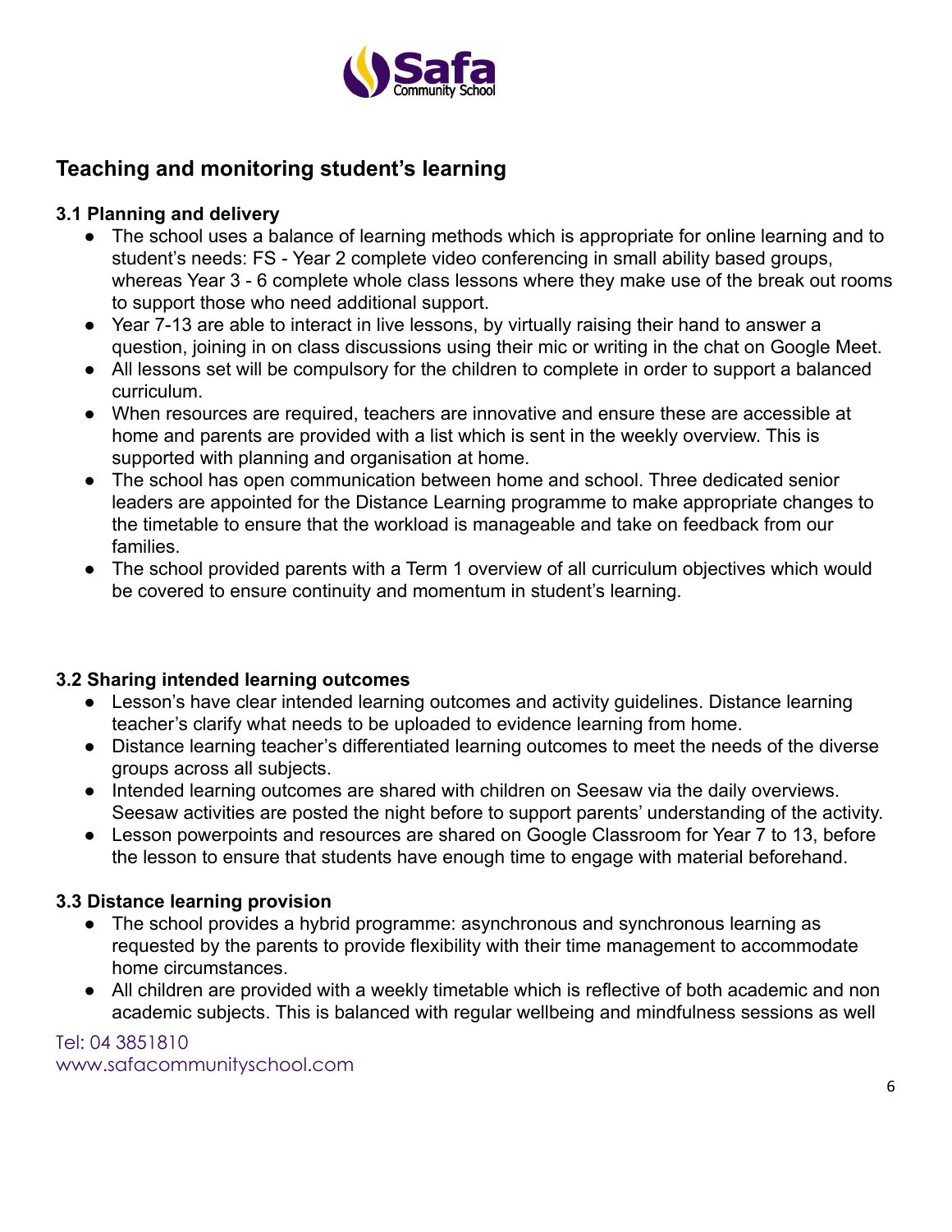## Teaching and monitoring student's learning

### 3.1 Planning and delivery

- The school uses a balance of learning methods which is appropriate for online learning and to student's needs: FS - Year 2 complete video conferencing in small ability based groups, whereas Year 3 - 6 complete whole class lessons where they make use of the break out rooms to support those who need additional support.
- Year 7-13 are able to interact in live lessons, by virtually raising their hand to answer a question, joining in on class discussions using their mic or writing in the chat on Google Meet.
- All lessons set will be compulsory for the children to complete in order to support a balanced curriculum.
- When resources are required, teachers are innovative and ensure these are accessible at home and parents are provided with a list which is sent in the weekly overview. This is supported with planning and organisation at home.
- The school has open communication between home and school. Three dedicated senior leaders are appointed for the Distance Learning programme to make appropriate changes to the timetable to ensure that the workload is manageable and take on feedback from our families.
- The school provided parents with a Term 1 overview of all curriculum objectives which would be covered to ensure continuity and momentum in student's learning.

### 3.2 Sharing intended learning outcomes

- Lesson's have clear intended learning outcomes and activity guidelines. Distance learning teacher's clarify what needs to be uploaded to evidence learning from home.
- Distance learning teacher's differentiated learning outcomes to meet the needs of the diverse groups across all subjects.
- Intended learning outcomes are shared with children on Seesaw via the daily overviews. Seesaw activities are posted the night before to support parents' understanding of the activity.
- Lesson powerpoints and resources are shared on Google Classroom for Year 7 to 13, before the lesson to ensure that students have enough time to engage with material beforehand.

### 3.3 Distance learning provision

- The school provides a hybrid programme: asynchronous and synchronous learning as requested by the parents to provide flexibility with their time management to accommodate home circumstances.
- All children are provided with a weekly timetable which is reflective of both academic and non academic subjects. This is balanced with regular wellbeing and mindfulness sessions as well

Tel: 04 3851810
www.safacommunityschool.com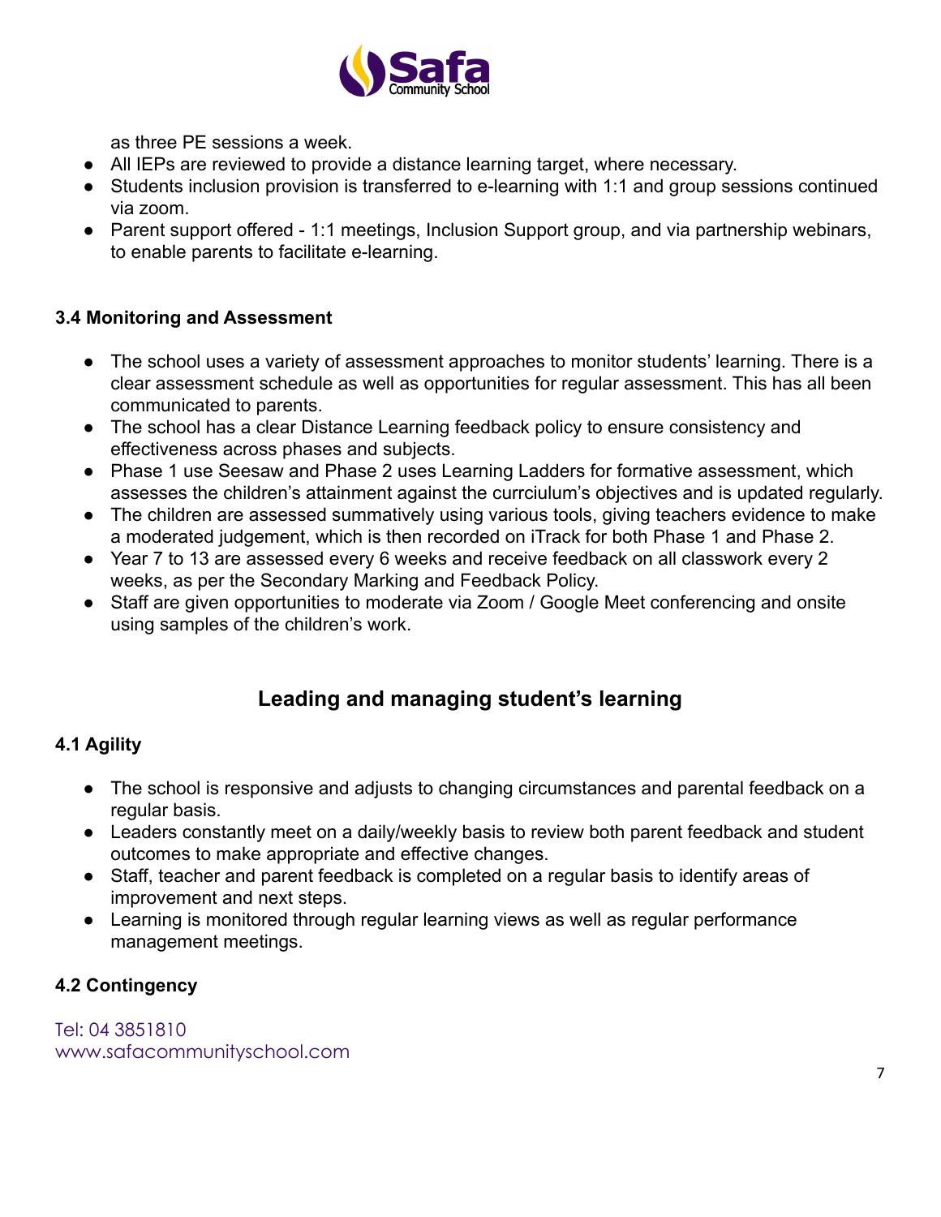as three PE sessions a week.

- All IEPs are reviewed to provide a distance learning target, where necessary.
- Students inclusion provision is transferred to e-learning with 1:1 and group sessions continued via zoom.
- Parent support offered - 1:1 meetings, Inclusion Support group, and via partnership webinars, to enable parents to facilitate e-learning.

### 3.4 Monitoring and Assessment

- The school uses a variety of assessment approaches to monitor students' learning. There is a clear assessment schedule as well as opportunities for regular assessment. This has all been communicated to parents.
- The school has a clear Distance Learning feedback policy to ensure consistency and effectiveness across phases and subjects.
- Phase 1 use Seesaw and Phase 2 uses Learning Ladders for formative assessment, which assesses the children's attainment against the currciulum's objectives and is updated regularly.
- The children are assessed summatively using various tools, giving teachers evidence to make a moderated judgement, which is then recorded on iTrack for both Phase 1 and Phase 2.
- Year 7 to 13 are assessed every 6 weeks and receive feedback on all classwork every 2 weeks, as per the Secondary Marking and Feedback Policy.
- Staff are given opportunities to moderate via Zoom / Google Meet conferencing and onsite using samples of the children's work.

## Leading and managing student's learning

### 4.1 Agility

- The school is responsive and adjusts to changing circumstances and parental feedback on a regular basis.
- Leaders constantly meet on a daily/weekly basis to review both parent feedback and student outcomes to make appropriate and effective changes.
- Staff, teacher and parent feedback is completed on a regular basis to identify areas of improvement and next steps.
- Learning is monitored through regular learning views as well as regular performance management meetings.

### 4.2 Contingency

Tel: 04 3851810
www.safacommunityschool.com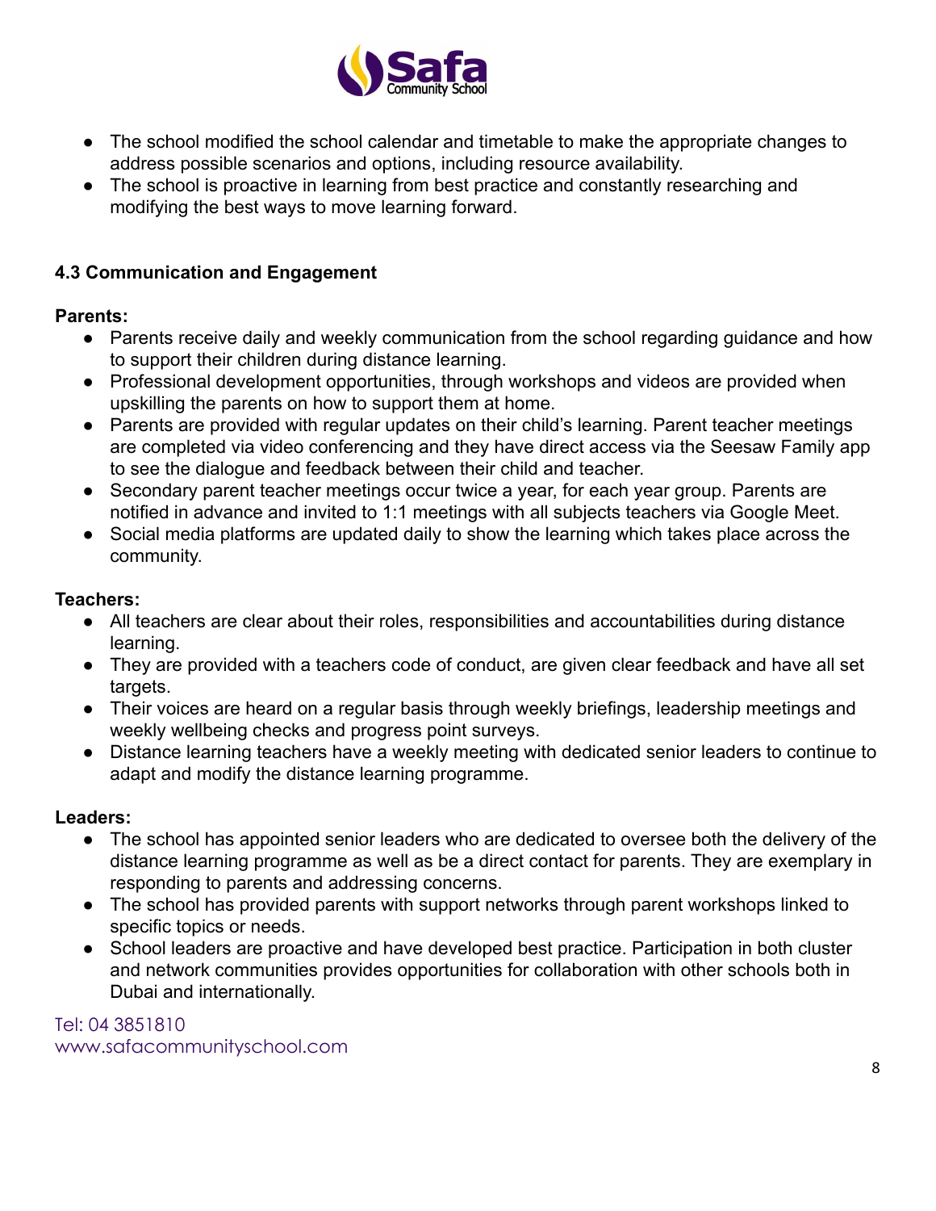- The school modified the school calendar and timetable to make the appropriate changes to address possible scenarios and options, including resource availability.
- The school is proactive in learning from best practice and constantly researching and modifying the best ways to move learning forward.

### 4.3 Communication and Engagement

**Parents:**

- Parents receive daily and weekly communication from the school regarding guidance and how to support their children during distance learning.
- Professional development opportunities, through workshops and videos are provided when upskilling the parents on how to support them at home.
- Parents are provided with regular updates on their child's learning. Parent teacher meetings are completed via video conferencing and they have direct access via the Seesaw Family app to see the dialogue and feedback between their child and teacher.
- Secondary parent teacher meetings occur twice a year, for each year group. Parents are notified in advance and invited to 1:1 meetings with all subjects teachers via Google Meet.
- Social media platforms are updated daily to show the learning which takes place across the community.

**Teachers:**

- All teachers are clear about their roles, responsibilities and accountabilities during distance learning.
- They are provided with a teachers code of conduct, are given clear feedback and have all set targets.
- Their voices are heard on a regular basis through weekly briefings, leadership meetings and weekly wellbeing checks and progress point surveys.
- Distance learning teachers have a weekly meeting with dedicated senior leaders to continue to adapt and modify the distance learning programme.

**Leaders:**

- The school has appointed senior leaders who are dedicated to oversee both the delivery of the distance learning programme as well as be a direct contact for parents. They are exemplary in responding to parents and addressing concerns.
- The school has provided parents with support networks through parent workshops linked to specific topics or needs.
- School leaders are proactive and have developed best practice. Participation in both cluster and network communities provides opportunities for collaboration with other schools both in Dubai and internationally.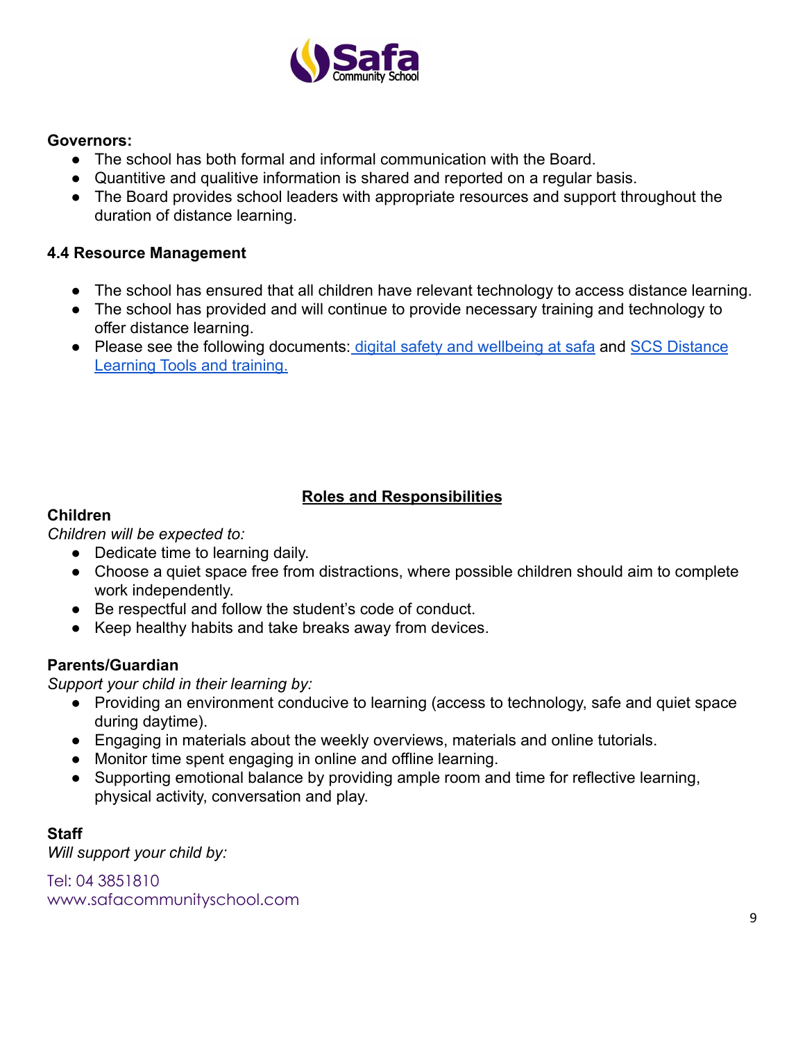**Governors:**

- The school has both formal and informal communication with the Board.
- Quantitive and qualitive information is shared and reported on a regular basis.
- The Board provides school leaders with appropriate resources and support throughout the duration of distance learning.

**4.4 Resource Management**

- The school has ensured that all children have relevant technology to access distance learning.
- The school has provided and will continue to provide necessary training and technology to offer distance learning.
- Please see the following documents: digital safety and wellbeing at safa and SCS Distance Learning Tools and training.

**Roles and Responsibilities**

**Children**

*Children will be expected to:*

- Dedicate time to learning daily.
- Choose a quiet space free from distractions, where possible children should aim to complete work independently.
- Be respectful and follow the student's code of conduct.
- Keep healthy habits and take breaks away from devices.

**Parents/Guardian**

*Support your child in their learning by:*

- Providing an environment conducive to learning (access to technology, safe and quiet space during daytime).
- Engaging in materials about the weekly overviews, materials and online tutorials.
- Monitor time spent engaging in online and offline learning.
- Supporting emotional balance by providing ample room and time for reflective learning, physical activity, conversation and play.

**Staff**

*Will support your child by:*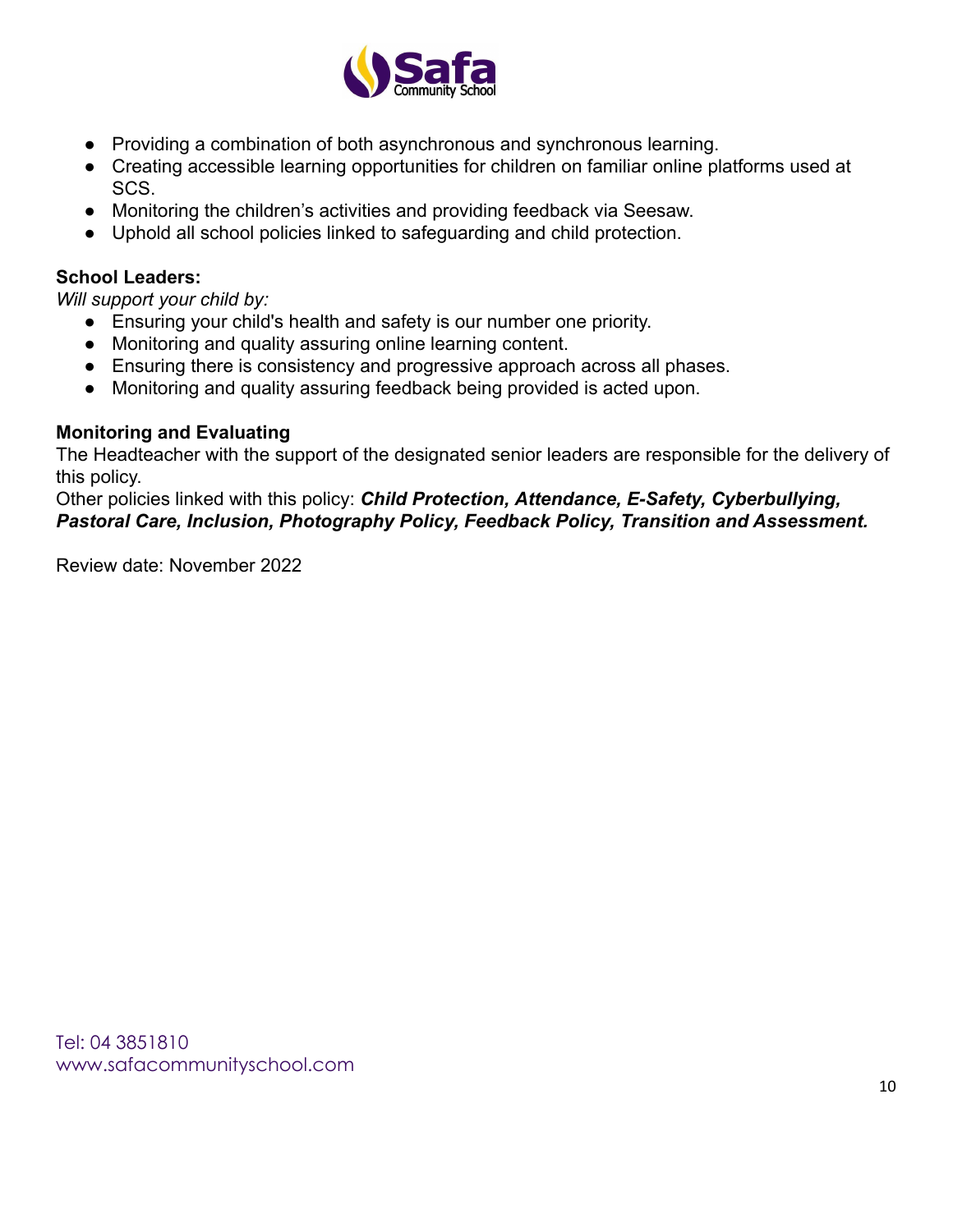- Providing a combination of both asynchronous and synchronous learning.
- Creating accessible learning opportunities for children on familiar online platforms used at SCS.
- Monitoring the children's activities and providing feedback via Seesaw.
- Uphold all school policies linked to safeguarding and child protection.

**School Leaders:**

*Will support your child by:*

- Ensuring your child's health and safety is our number one priority.
- Monitoring and quality assuring online learning content.
- Ensuring there is consistency and progressive approach across all phases.
- Monitoring and quality assuring feedback being provided is acted upon.

**Monitoring and Evaluating**

The Headteacher with the support of the designated senior leaders are responsible for the delivery of this policy.

Other policies linked with this policy: ***Child Protection, Attendance, E-Safety, Cyberbullying, Pastoral Care, Inclusion, Photography Policy, Feedback Policy, Transition and Assessment.***

Review date: November 2022